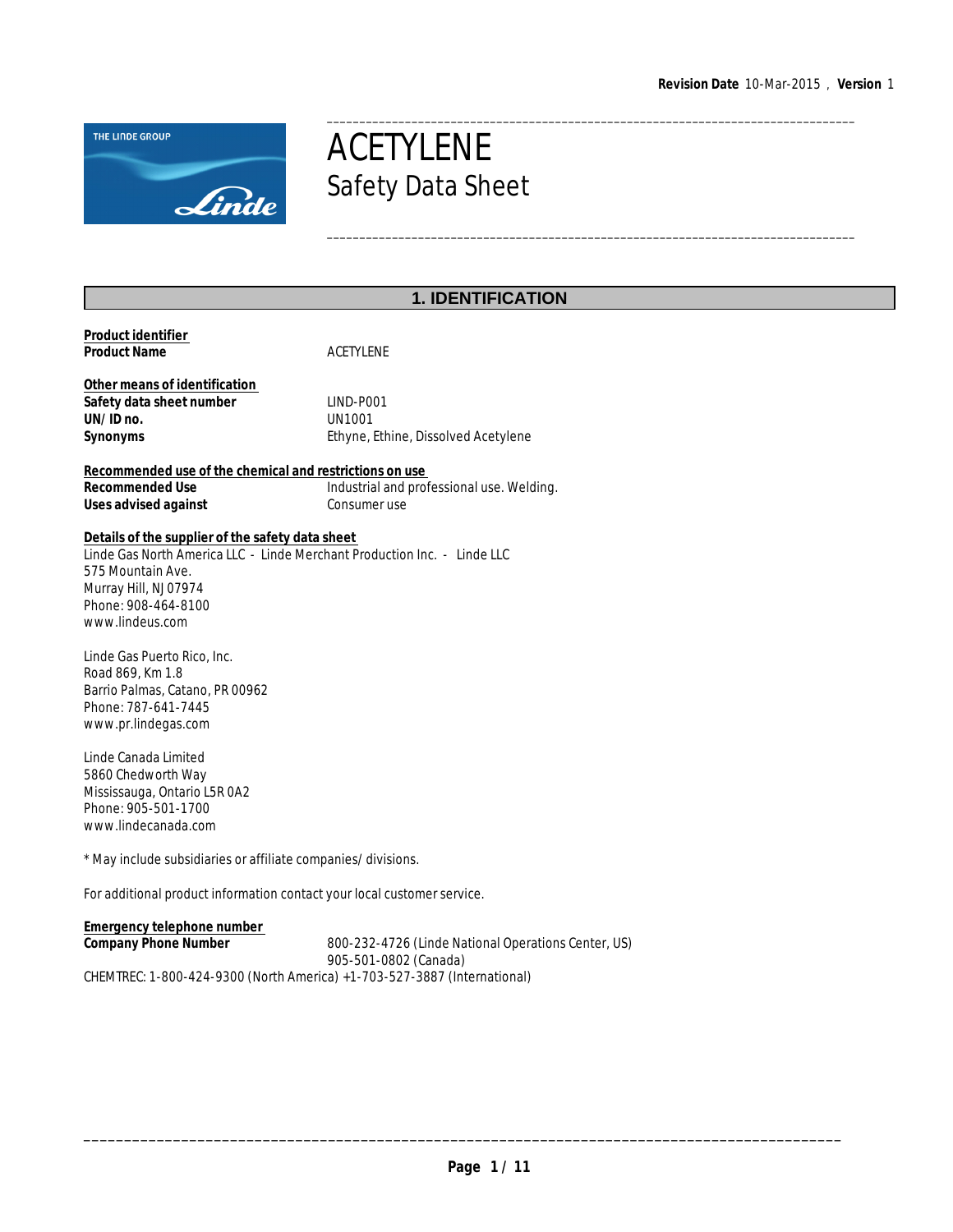Revision Date 10-Mar-2015 , Version 1

# ACETYLENE
## Safety Data Sheet

## 1. IDENTIFICATION

**Product identifier**

| | |
|---|---|
| **Product Name** | ACETYLENE |

**Other means of identification**

| | |
|---|---|
| **Safety data sheet number** | LIND-P001 |
| **UN/ID no.** | UN1001 |
| **Synonyms** | Ethyne, Ethine, Dissolved Acetylene |

**Recommended use of the chemical and restrictions on use**

| | |
|---|---|
| **Recommended Use** | Industrial and professional use. Welding. |
| **Uses advised against** | Consumer use |

**Details of the supplier of the safety data sheet**

Linde Gas North America LLC - Linde Merchant Production Inc. - Linde LLC
575 Mountain Ave.
Murray Hill, NJ 07974
Phone: 908-464-8100
www.lindeus.com

Linde Gas Puerto Rico, Inc.
Road 869, Km 1.8
Barrio Palmas, Catano, PR 00962
Phone: 787-641-7445
www.pr.lindegas.com

Linde Canada Limited
5860 Chedworth Way
Mississauga, Ontario L5R 0A2
Phone: 905-501-1700
www.lindecanada.com

* May include subsidiaries or affiliate companies/divisions.

For additional product information contact your local customer service.

**Emergency telephone number**

| | |
|---|---|
| **Company Phone Number** | 800-232-4726 (Linde National Operations Center, US)<br>905-501-0802 (Canada) |

CHEMTREC: 1-800-424-9300 (North America) +1-703-527-3887 (International)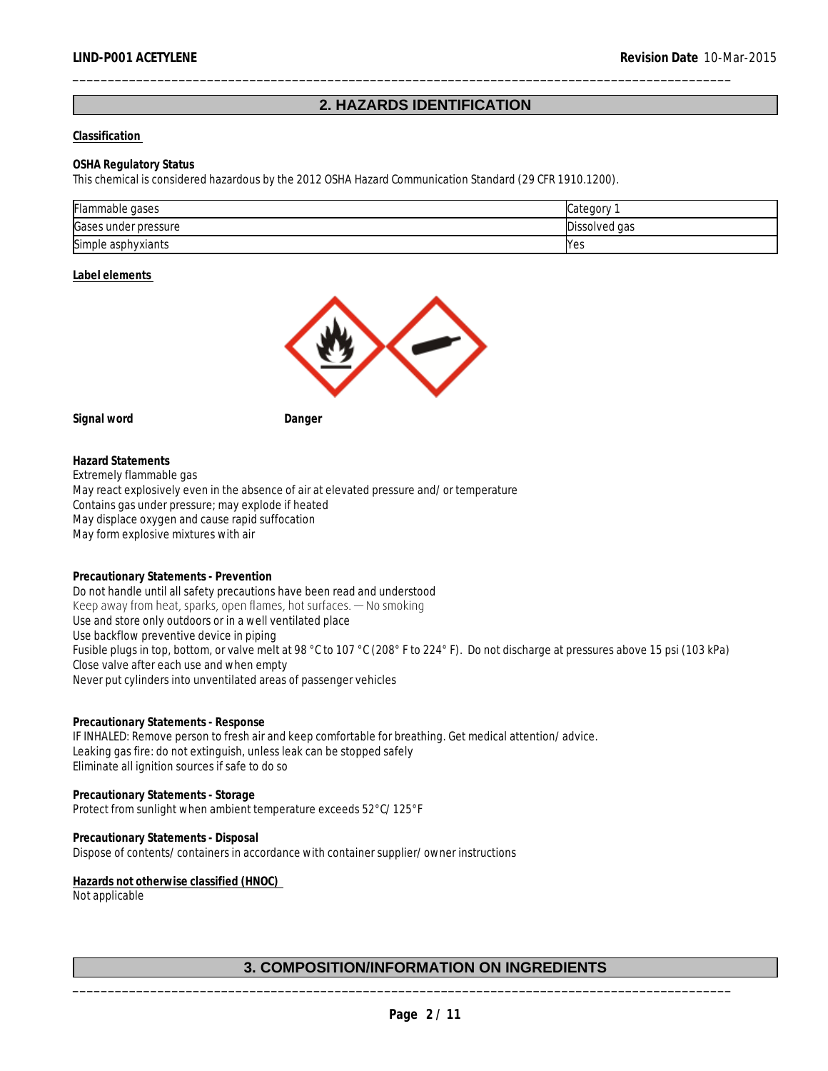## 2. HAZARDS IDENTIFICATION

**Classification**

**OSHA Regulatory Status**

This chemical is considered hazardous by the 2012 OSHA Hazard Communication Standard (29 CFR 1910.1200).

| | |
|---|---|
| Flammable gases | Category 1 |
| Gases under pressure | Dissolved gas |
| Simple asphyxiants | Yes |

**Label elements**

**Signal word** **Danger**

**Hazard Statements**

Extremely flammable gas
May react explosively even in the absence of air at elevated pressure and/ or temperature
Contains gas under pressure; may explode if heated
May displace oxygen and cause rapid suffocation
May form explosive mixtures with air

**Precautionary Statements - Prevention**

Do not handle until all safety precautions have been read and understood
Keep away from heat, sparks, open flames, hot surfaces. — No smoking
Use and store only outdoors or in a well ventilated place
Use backflow preventive device in piping
Fusible plugs in top, bottom, or valve melt at 98 °C to 107 °C (208° F to 224° F). Do not discharge at pressures above 15 psi (103 kPa)
Close valve after each use and when empty
Never put cylinders into unventilated areas of passenger vehicles

**Precautionary Statements - Response**

IF INHALED: Remove person to fresh air and keep comfortable for breathing. Get medical attention/ advice.
Leaking gas fire: do not extinguish, unless leak can be stopped safely
Eliminate all ignition sources if safe to do so

**Precautionary Statements - Storage**

Protect from sunlight when ambient temperature exceeds 52°C/ 125°F

**Precautionary Statements - Disposal**

Dispose of contents/ containers in accordance with container supplier/ owner instructions

**Hazards not otherwise classified (HNOC)**

Not applicable

## 3. COMPOSITION/INFORMATION ON INGREDIENTS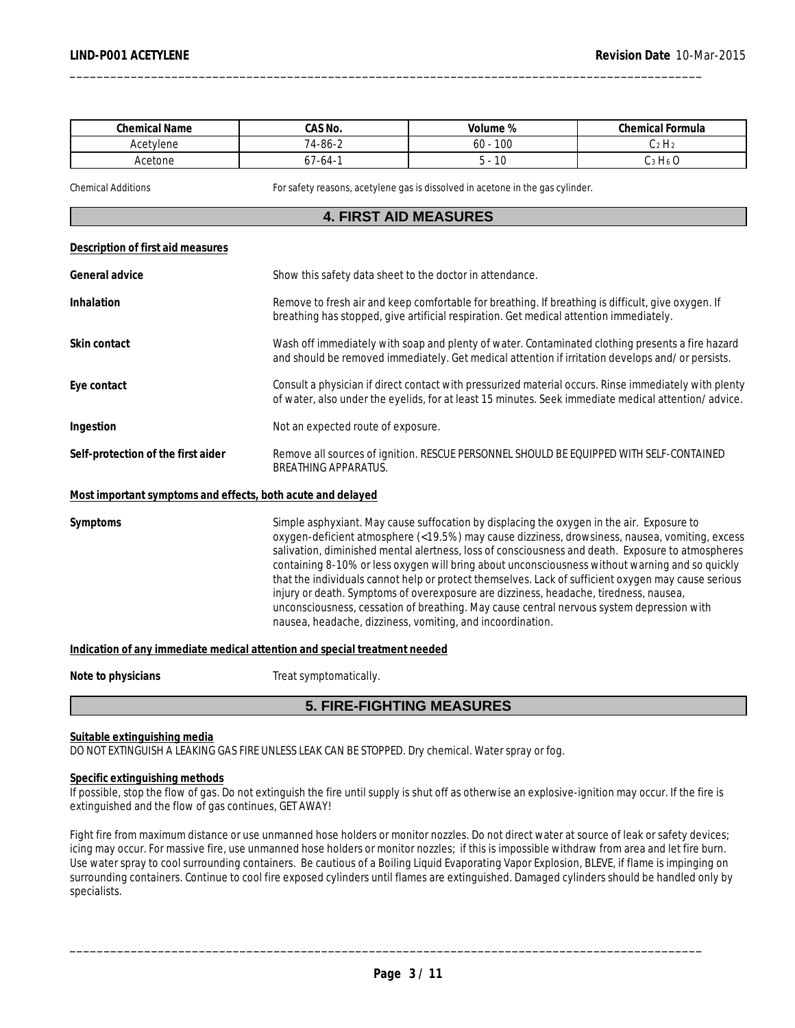| Chemical Name | CAS No. | Volume % | Chemical Formula |
|---|---|---|---|
| Acetylene | 74-86-2 | 60 - 100 | $C_2H_2$ |
| Acetone | 67-64-1 | 5 - 10 | $C_3H_6O$ |

Chemical Additions — For safety reasons, acetylene gas is dissolved in acetone in the gas cylinder.

## 4. FIRST AID MEASURES

**Description of first aid measures**

**General advice** — Show this safety data sheet to the doctor in attendance.

**Inhalation** — Remove to fresh air and keep comfortable for breathing. If breathing is difficult, give oxygen. If breathing has stopped, give artificial respiration. Get medical attention immediately.

**Skin contact** — Wash off immediately with soap and plenty of water. Contaminated clothing presents a fire hazard and should be removed immediately. Get medical attention if irritation develops and/ or persists.

**Eye contact** — Consult a physician if direct contact with pressurized material occurs. Rinse immediately with plenty of water, also under the eyelids, for at least 15 minutes. Seek immediate medical attention/ advice.

**Ingestion** — Not an expected route of exposure.

**Self-protection of the first aider** — Remove all sources of ignition. RESCUE PERSONNEL SHOULD BE EQUIPPED WITH SELF-CONTAINED BREATHING APPARATUS.

**Most important symptoms and effects, both acute and delayed**

**Symptoms** — Simple asphyxiant. May cause suffocation by displacing the oxygen in the air. Exposure to oxygen-deficient atmosphere (<19.5%) may cause dizziness, drowsiness, nausea, vomiting, excess salivation, diminished mental alertness, loss of consciousness and death. Exposure to atmospheres containing 8-10% or less oxygen will bring about unconsciousness without warning and so quickly that the individuals cannot help or protect themselves. Lack of sufficient oxygen may cause serious injury or death. Symptoms of overexposure are dizziness, headache, tiredness, nausea, unconsciousness, cessation of breathing. May cause central nervous system depression with nausea, headache, dizziness, vomiting, and incoordination.

**Indication of any immediate medical attention and special treatment needed**

**Note to physicians** — Treat symptomatically.

## 5. FIRE-FIGHTING MEASURES

**Suitable extinguishing media**

DO NOT EXTINGUISH A LEAKING GAS FIRE UNLESS LEAK CAN BE STOPPED. Dry chemical. Water spray or fog.

**Specific extinguishing methods**

If possible, stop the flow of gas. Do not extinguish the fire until supply is shut off as otherwise an explosive-ignition may occur. If the fire is extinguished and the flow of gas continues, GET AWAY!

Fight fire from maximum distance or use unmanned hose holders or monitor nozzles. Do not direct water at source of leak or safety devices; icing may occur. For massive fire, use unmanned hose holders or monitor nozzles; if this is impossible withdraw from area and let fire burn. Use water spray to cool surrounding containers. Be cautious of a Boiling Liquid Evaporating Vapor Explosion, BLEVE, if flame is impinging on surrounding containers. Continue to cool fire exposed cylinders until flames are extinguished. Damaged cylinders should be handled only by specialists.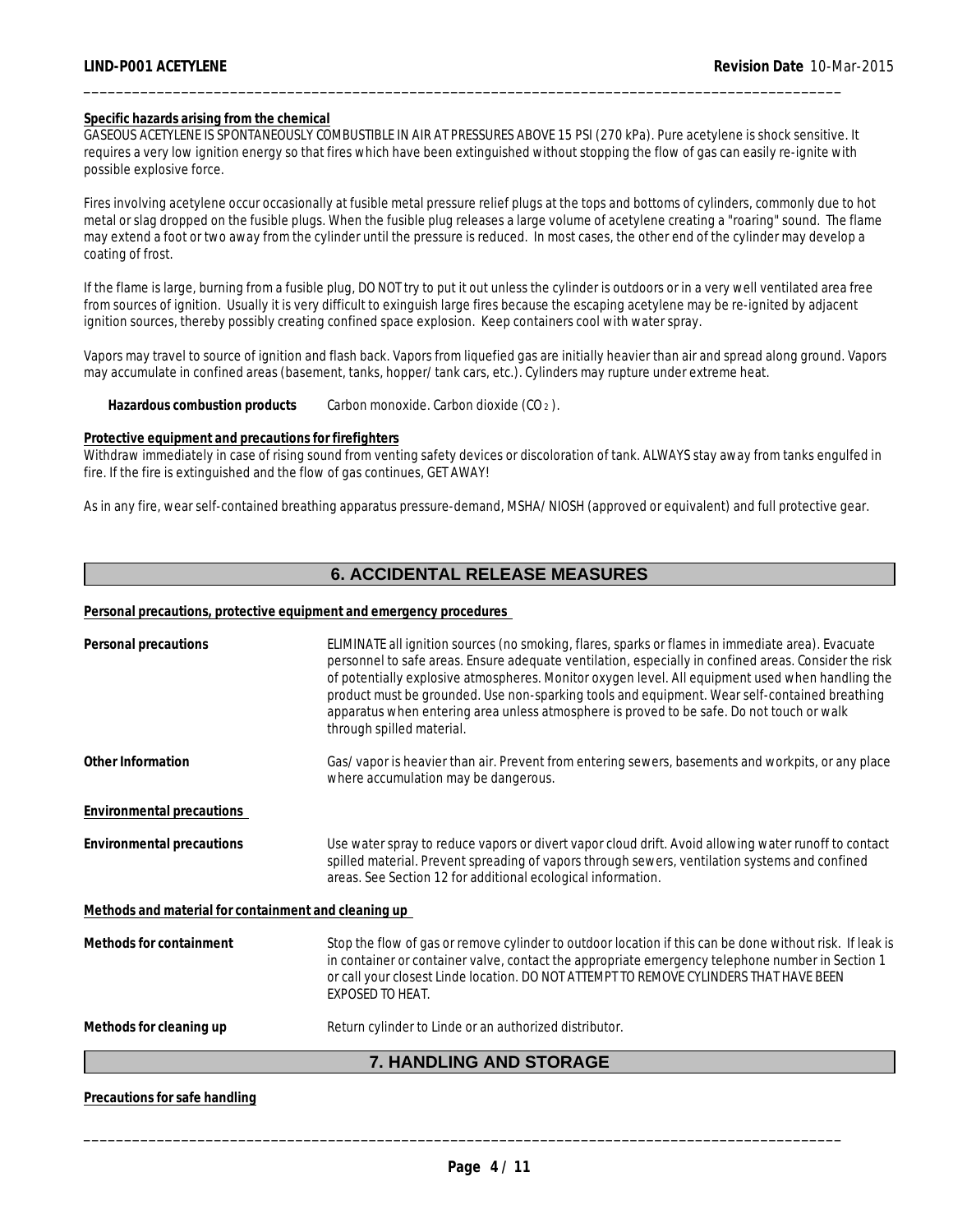**Specific hazards arising from the chemical**

GASEOUS ACETYLENE IS SPONTANEOUSLY COMBUSTIBLE IN AIR AT PRESSURES ABOVE 15 PSI (270 kPa). Pure acetylene is shock sensitive. It requires a very low ignition energy so that fires which have been extinguished without stopping the flow of gas can easily re-ignite with possible explosive force.

Fires involving acetylene occur occasionally at fusible metal pressure relief plugs at the tops and bottoms of cylinders, commonly due to hot metal or slag dropped on the fusible plugs. When the fusible plug releases a large volume of acetylene creating a "roaring" sound. The flame may extend a foot or two away from the cylinder until the pressure is reduced. In most cases, the other end of the cylinder may develop a coating of frost.

If the flame is large, burning from a fusible plug, DO NOT try to put it out unless the cylinder is outdoors or in a very well ventilated area free from sources of ignition. Usually it is very difficult to exinguish large fires because the escaping acetylene may be re-ignited by adjacent ignition sources, thereby possibly creating confined space explosion. Keep containers cool with water spray.

Vapors may travel to source of ignition and flash back. Vapors from liquefied gas are initially heavier than air and spread along ground. Vapors may accumulate in confined areas (basement, tanks, hopper/ tank cars, etc.). Cylinders may rupture under extreme heat.

**Hazardous combustion products** Carbon monoxide. Carbon dioxide ($CO_2$).

**Protective equipment and precautions for firefighters**

Withdraw immediately in case of rising sound from venting safety devices or discoloration of tank. ALWAYS stay away from tanks engulfed in fire. If the fire is extinguished and the flow of gas continues, GET AWAY!

As in any fire, wear self-contained breathing apparatus pressure-demand, MSHA/ NIOSH (approved or equivalent) and full protective gear.

## 6. ACCIDENTAL RELEASE MEASURES

**Personal precautions, protective equipment and emergency procedures**

**Personal precautions** ELIMINATE all ignition sources (no smoking, flares, sparks or flames in immediate area). Evacuate personnel to safe areas. Ensure adequate ventilation, especially in confined areas. Consider the risk of potentially explosive atmospheres. Monitor oxygen level. All equipment used when handling the product must be grounded. Use non-sparking tools and equipment. Wear self-contained breathing apparatus when entering area unless atmosphere is proved to be safe. Do not touch or walk through spilled material.

**Other Information** Gas/ vapor is heavier than air. Prevent from entering sewers, basements and workpits, or any place where accumulation may be dangerous.

**Environmental precautions**

**Environmental precautions** Use water spray to reduce vapors or divert vapor cloud drift. Avoid allowing water runoff to contact spilled material. Prevent spreading of vapors through sewers, ventilation systems and confined areas. See Section 12 for additional ecological information.

**Methods and material for containment and cleaning up**

**Methods for containment** Stop the flow of gas or remove cylinder to outdoor location if this can be done without risk. If leak is in container or container valve, contact the appropriate emergency telephone number in Section 1 or call your closest Linde location. DO NOT ATTEMPT TO REMOVE CYLINDERS THAT HAVE BEEN EXPOSED TO HEAT.

**Methods for cleaning up** Return cylinder to Linde or an authorized distributor.

## 7. HANDLING AND STORAGE

**Precautions for safe handling**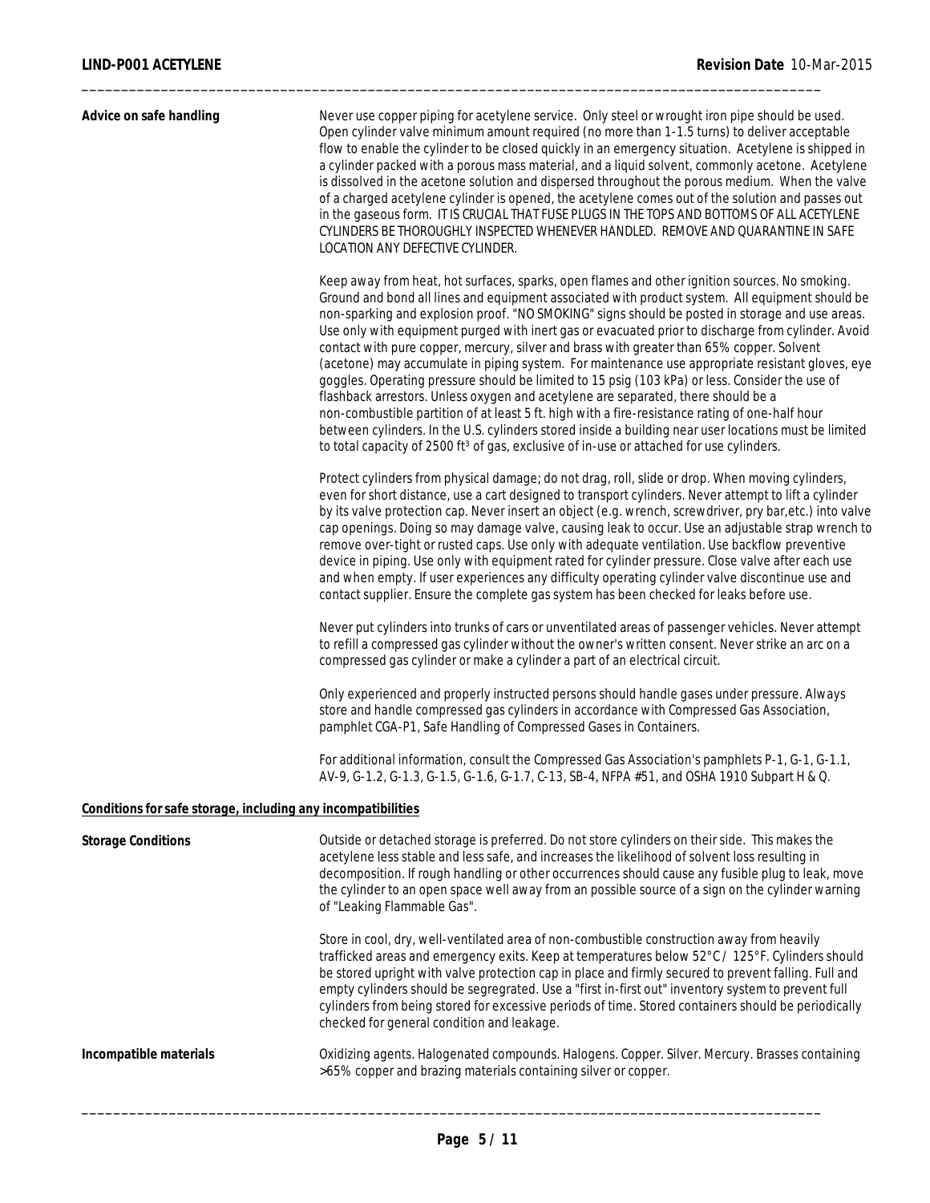**Advice on safe handling**

Never use copper piping for acetylene service. Only steel or wrought iron pipe should be used. Open cylinder valve minimum amount required (no more than 1-1.5 turns) to deliver acceptable flow to enable the cylinder to be closed quickly in an emergency situation. Acetylene is shipped in a cylinder packed with a porous mass material, and a liquid solvent, commonly acetone. Acetylene is dissolved in the acetone solution and dispersed throughout the porous medium. When the valve of a charged acetylene cylinder is opened, the acetylene comes out of the solution and passes out in the gaseous form. IT IS CRUCIAL THAT FUSE PLUGS IN THE TOPS AND BOTTOMS OF ALL ACETYLENE CYLINDERS BE THOROUGHLY INSPECTED WHENEVER HANDLED. REMOVE AND QUARANTINE IN SAFE LOCATION ANY DEFECTIVE CYLINDER.

Keep away from heat, hot surfaces, sparks, open flames and other ignition sources. No smoking. Ground and bond all lines and equipment associated with product system. All equipment should be non-sparking and explosion proof. "NO SMOKING" signs should be posted in storage and use areas. Use only with equipment purged with inert gas or evacuated prior to discharge from cylinder. Avoid contact with pure copper, mercury, silver and brass with greater than 65% copper. Solvent (acetone) may accumulate in piping system. For maintenance use appropriate resistant gloves, eye goggles. Operating pressure should be limited to 15 psig (103 kPa) or less. Consider the use of flashback arrestors. Unless oxygen and acetylene are separated, there should be a non-combustible partition of at least 5 ft. high with a fire-resistance rating of one-half hour between cylinders. In the U.S. cylinders stored inside a building near user locations must be limited to total capacity of 2500 ft³ of gas, exclusive of in-use or attached for use cylinders.

Protect cylinders from physical damage; do not drag, roll, slide or drop. When moving cylinders, even for short distance, use a cart designed to transport cylinders. Never attempt to lift a cylinder by its valve protection cap. Never insert an object (e.g. wrench, screwdriver, pry bar,etc.) into valve cap openings. Doing so may damage valve, causing leak to occur. Use an adjustable strap wrench to remove over-tight or rusted caps. Use only with adequate ventilation. Use backflow preventive device in piping. Use only with equipment rated for cylinder pressure. Close valve after each use and when empty. If user experiences any difficulty operating cylinder valve discontinue use and contact supplier. Ensure the complete gas system has been checked for leaks before use.

Never put cylinders into trunks of cars or unventilated areas of passenger vehicles. Never attempt to refill a compressed gas cylinder without the owner's written consent. Never strike an arc on a compressed gas cylinder or make a cylinder a part of an electrical circuit.

Only experienced and properly instructed persons should handle gases under pressure. Always store and handle compressed gas cylinders in accordance with Compressed Gas Association, pamphlet CGA-P1, Safe Handling of Compressed Gases in Containers.

For additional information, consult the Compressed Gas Association's pamphlets P-1, G-1, G-1.1, AV-9, G-1.2, G-1.3, G-1.5, G-1.6, G-1.7, C-13, SB-4, NFPA #51, and OSHA 1910 Subpart H & Q.

**Conditions for safe storage, including any incompatibilities**

**Storage Conditions**

Outside or detached storage is preferred. Do not store cylinders on their side. This makes the acetylene less stable and less safe, and increases the likelihood of solvent loss resulting in decomposition. If rough handling or other occurrences should cause any fusible plug to leak, move the cylinder to an open space well away from an possible source of a sign on the cylinder warning of "Leaking Flammable Gas".

Store in cool, dry, well-ventilated area of non-combustible construction away from heavily trafficked areas and emergency exits. Keep at temperatures below 52°C / 125°F. Cylinders should be stored upright with valve protection cap in place and firmly secured to prevent falling. Full and empty cylinders should be segregrated. Use a "first in-first out" inventory system to prevent full cylinders from being stored for excessive periods of time. Stored containers should be periodically checked for general condition and leakage.

**Incompatible materials**

Oxidizing agents. Halogenated compounds. Halogens. Copper. Silver. Mercury. Brasses containing >65% copper and brazing materials containing silver or copper.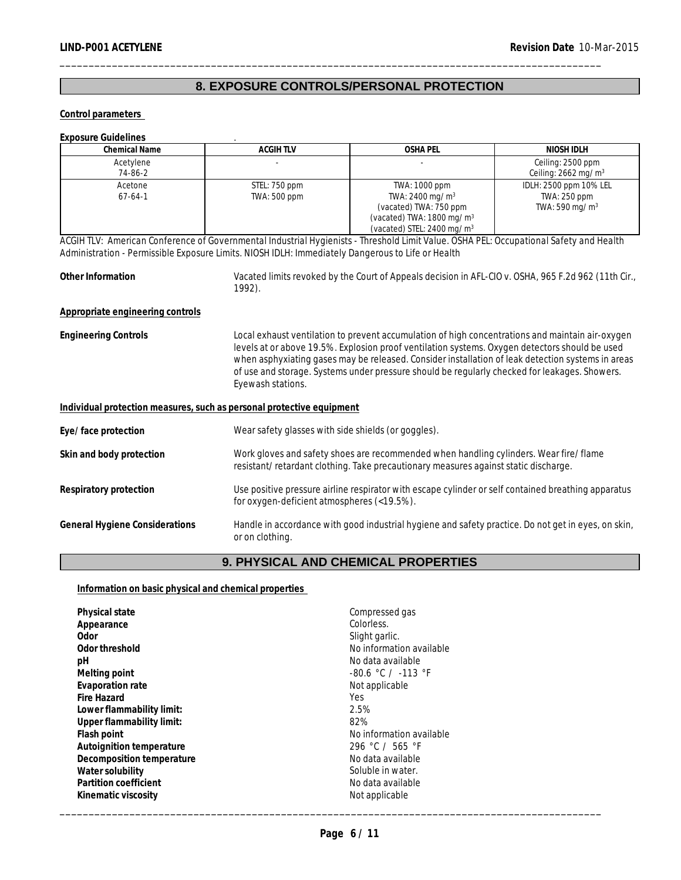## 8. EXPOSURE CONTROLS/PERSONAL PROTECTION

**Control parameters**

**Exposure Guidelines**

| Chemical Name | ACGIH TLV | OSHA PEL | NIOSH IDLH |
|---|---|---|---|
| Acetylene<br>74-86-2 | - | - | Ceiling: 2500 ppm<br>Ceiling: 2662 mg/ $m^3$ |
| Acetone<br>67-64-1 | STEL: 750 ppm<br>TWA: 500 ppm | TWA: 1000 ppm<br>TWA: 2400 mg/ $m^3$<br>(vacated) TWA: 750 ppm<br>(vacated) TWA: 1800 mg/ $m^3$<br>(vacated) STEL: 2400 mg/ $m^3$ | IDLH: 2500 ppm 10% LEL<br>TWA: 250 ppm<br>TWA: 590 mg/ $m^3$ |

*ACGIH TLV: American Conference of Governmental Industrial Hygienists - Threshold Limit Value. OSHA PEL: Occupational Safety and Health Administration - Permissible Exposure Limits. NIOSH IDLH: Immediately Dangerous to Life or Health*

**Other Information** Vacated limits revoked by the Court of Appeals decision in AFL-CIO v. OSHA, 965 F.2d 962 (11th Cir., 1992).

**Appropriate engineering controls**

**Engineering Controls** Local exhaust ventilation to prevent accumulation of high concentrations and maintain air-oxygen levels at or above 19.5%. Explosion proof ventilation systems. Oxygen detectors should be used when asphyxiating gases may be released. Consider installation of leak detection systems in areas of use and storage. Systems under pressure should be regularly checked for leakages. Showers. Eyewash stations.

**Individual protection measures, such as personal protective equipment**

**Eye/face protection** Wear safety glasses with side shields (or goggles).

**Skin and body protection** Work gloves and safety shoes are recommended when handling cylinders. Wear fire/flame resistant/retardant clothing. Take precautionary measures against static discharge.

**Respiratory protection** Use positive pressure airline respirator with escape cylinder or self contained breathing apparatus for oxygen-deficient atmospheres (<19.5%).

**General Hygiene Considerations** Handle in accordance with good industrial hygiene and safety practice. Do not get in eyes, on skin, or on clothing.

## 9. PHYSICAL AND CHEMICAL PROPERTIES

**Information on basic physical and chemical properties**

| | |
|---|---|
| **Physical state** | Compressed gas |
| **Appearance** | Colorless. |
| **Odor** | Slight garlic. |
| **Odor threshold** | No information available |
| **pH** | No data available |
| **Melting point** | -80.6 °C / -113 °F |
| **Evaporation rate** | Not applicable |
| **Fire Hazard** | Yes |
| **Lower flammability limit:** | 2.5% |
| **Upper flammability limit:** | 82% |
| **Flash point** | No information available |
| **Autoignition temperature** | 296 °C / 565 °F |
| **Decomposition temperature** | No data available |
| **Water solubility** | Soluble in water. |
| **Partition coefficient** | No data available |
| **Kinematic viscosity** | Not applicable |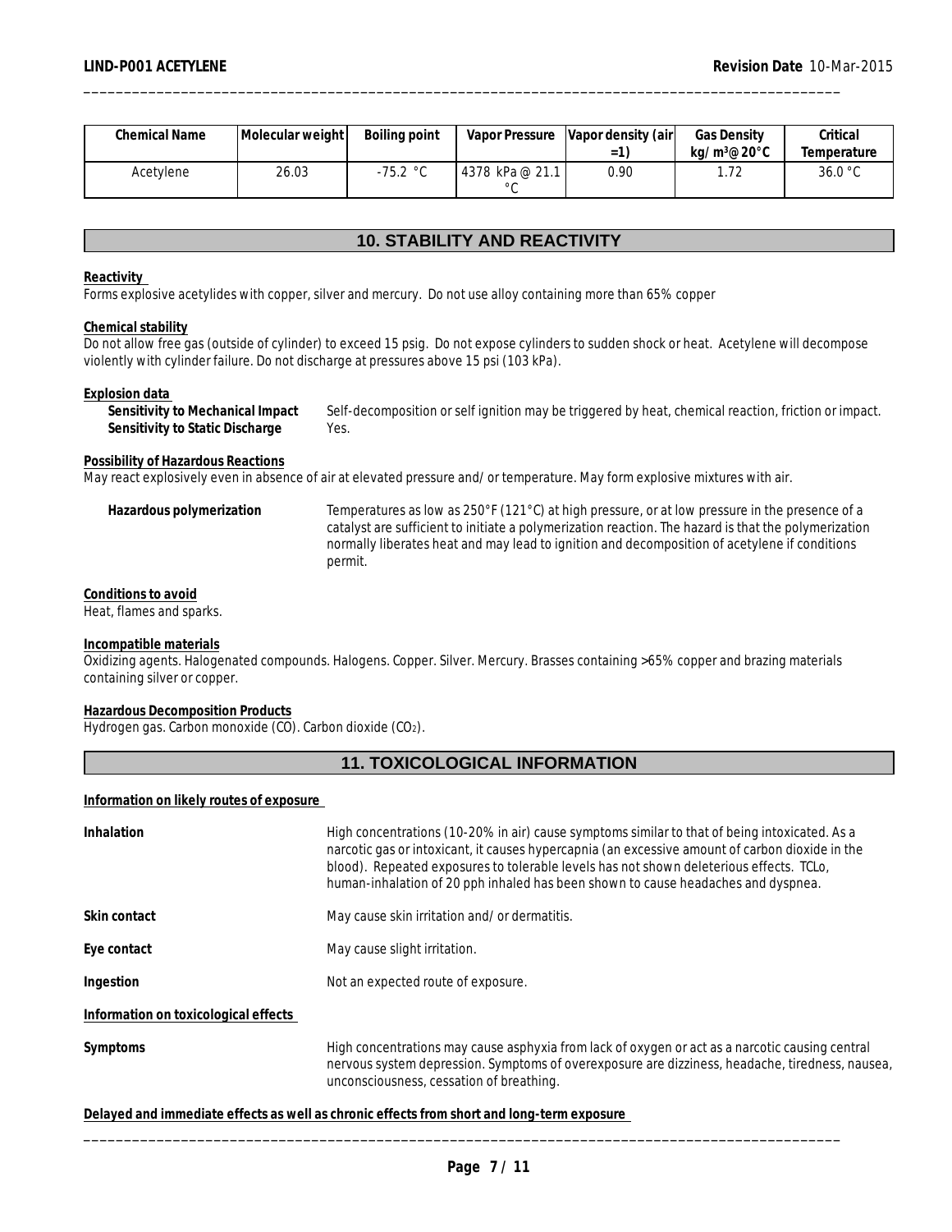| Chemical Name | Molecular weight | Boiling point | Vapor Pressure | Vapor density (air =1) | Gas Density kg/m³@20°C | Critical Temperature |
| --- | --- | --- | --- | --- | --- | --- |
| Acetylene | 26.03 | -75.2 °C | 4378 kPa @ 21.1 °C | 0.90 | 1.72 | 36.0 °C |

## 10. STABILITY AND REACTIVITY

**Reactivity**

Forms explosive acetylides with copper, silver and mercury. Do not use alloy containing more than 65% copper

**Chemical stability**

Do not allow free gas (outside of cylinder) to exceed 15 psig. Do not expose cylinders to sudden shock or heat. Acetylene will decompose violently with cylinder failure. Do not discharge at pressures above 15 psi (103 kPa).

**Explosion data**

**Sensitivity to Mechanical Impact** Self-decomposition or self ignition may be triggered by heat, chemical reaction, friction or impact.

**Sensitivity to Static Discharge** Yes.

**Possibility of Hazardous Reactions**

May react explosively even in absence of air at elevated pressure and/or temperature. May form explosive mixtures with air.

**Hazardous polymerization** Temperatures as low as 250°F (121°C) at high pressure, or at low pressure in the presence of a catalyst are sufficient to initiate a polymerization reaction. The hazard is that the polymerization normally liberates heat and may lead to ignition and decomposition of acetylene if conditions permit.

**Conditions to avoid**

Heat, flames and sparks.

**Incompatible materials**

Oxidizing agents. Halogenated compounds. Halogens. Copper. Silver. Mercury. Brasses containing >65% copper and brazing materials containing silver or copper.

**Hazardous Decomposition Products**

Hydrogen gas. Carbon monoxide (CO). Carbon dioxide ($CO_2$).

## 11. TOXICOLOGICAL INFORMATION

**Information on likely routes of exposure**

**Inhalation** High concentrations (10-20% in air) cause symptoms similar to that of being intoxicated. As a narcotic gas or intoxicant, it causes hypercapnia (an excessive amount of carbon dioxide in the blood). Repeated exposures to tolerable levels has not shown deleterious effects. TCLo, human-inhalation of 20 pph inhaled has been shown to cause headaches and dyspnea.

**Skin contact** May cause skin irritation and/or dermatitis.

**Eye contact** May cause slight irritation.

**Ingestion** Not an expected route of exposure.

**Information on toxicological effects**

**Symptoms** High concentrations may cause asphyxia from lack of oxygen or act as a narcotic causing central nervous system depression. Symptoms of overexposure are dizziness, headache, tiredness, nausea, unconsciousness, cessation of breathing.

**Delayed and immediate effects as well as chronic effects from short and long-term exposure**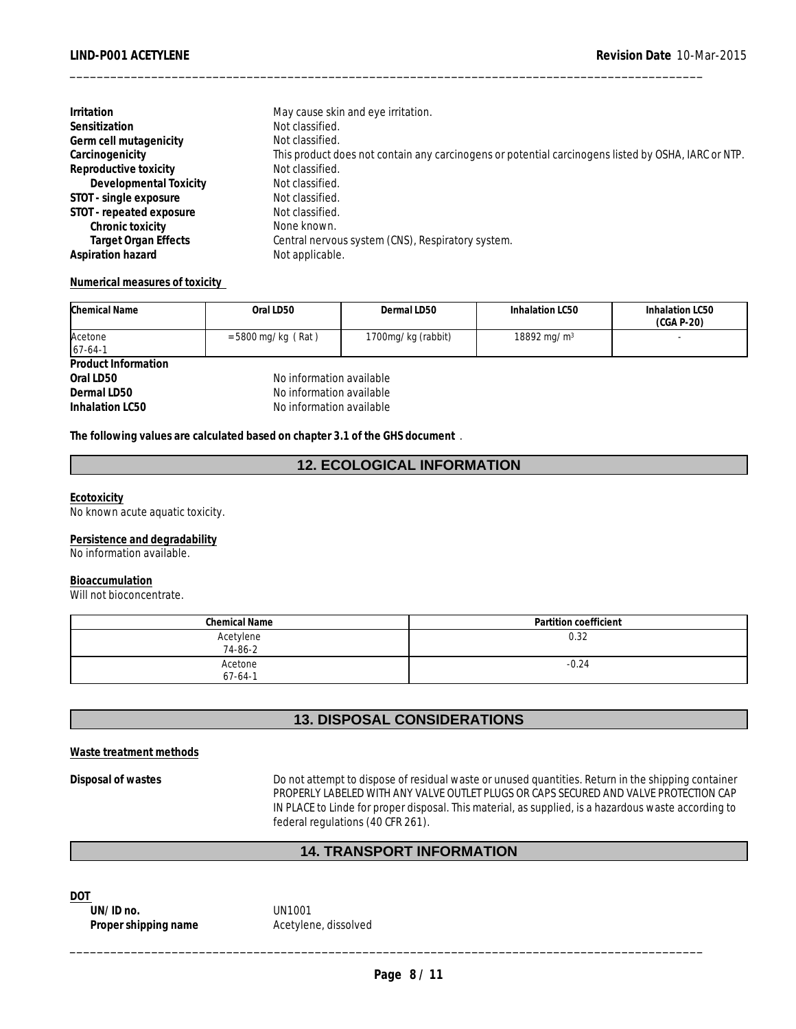**Irritation** May cause skin and eye irritation.
**Sensitization** Not classified.
**Germ cell mutagenicity** Not classified.
**Carcinogenicity** This product does not contain any carcinogens or potential carcinogens listed by OSHA, IARC or NTP.
**Reproductive toxicity** Not classified.
**Developmental Toxicity** Not classified.
**STOT - single exposure** Not classified.
**STOT - repeated exposure** Not classified.
**Chronic toxicity** None known.
**Target Organ Effects** Central nervous system (CNS), Respiratory system.
**Aspiration hazard** Not applicable.

**Numerical measures of toxicity**

| Chemical Name | Oral LD50 | Dermal LD50 | Inhalation LC50 | Inhalation LC50 (CGA P-20) |
|---|---|---|---|---|
| Acetone 67-64-1 | = 5800 mg/kg ( Rat ) | 1700mg/kg (rabbit) | 18892 mg/m³ | - |

**Product Information**

**Oral LD50** No information available
**Dermal LD50** No information available
**Inhalation LC50** No information available

**The following values are calculated based on chapter 3.1 of the GHS document** .

## 12. ECOLOGICAL INFORMATION

**Ecotoxicity**
No known acute aquatic toxicity.

**Persistence and degradability**
No information available.

**Bioaccumulation**
Will not bioconcentrate.

| Chemical Name | Partition coefficient |
|---|---|
| Acetylene 74-86-2 | 0.32 |
| Acetone 67-64-1 | -0.24 |

## 13. DISPOSAL CONSIDERATIONS

**Waste treatment methods**

**Disposal of wastes** Do not attempt to dispose of residual waste or unused quantities. Return in the shipping container PROPERLY LABELED WITH ANY VALVE OUTLET PLUGS OR CAPS SECURED AND VALVE PROTECTION CAP IN PLACE to Linde for proper disposal. This material, as supplied, is a hazardous waste according to federal regulations (40 CFR 261).

## 14. TRANSPORT INFORMATION

**DOT**

**UN/ID no.** UN1001
**Proper shipping name** Acetylene, dissolved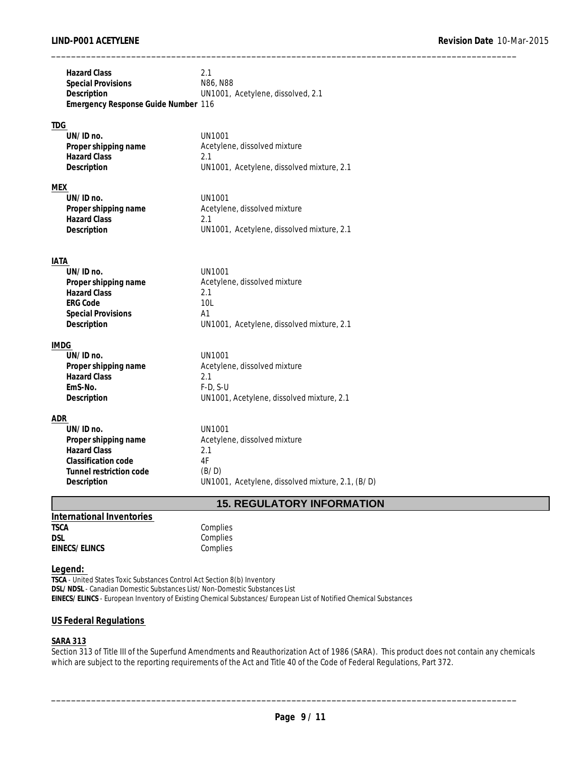| | |
|---|---|
| **Hazard Class** | 2.1 |
| **Special Provisions** | N86, N88 |
| **Description** | UN1001, Acetylene, dissolved, 2.1 |
| **Emergency Response Guide Number** | 116 |

**TDG**

| | |
|---|---|
| **UN/ID no.** | UN1001 |
| **Proper shipping name** | Acetylene, dissolved mixture |
| **Hazard Class** | 2.1 |
| **Description** | UN1001, Acetylene, dissolved mixture, 2.1 |

**MEX**

| | |
|---|---|
| **UN/ID no.** | UN1001 |
| **Proper shipping name** | Acetylene, dissolved mixture |
| **Hazard Class** | 2.1 |
| **Description** | UN1001, Acetylene, dissolved mixture, 2.1 |

**IATA**

| | |
|---|---|
| **UN/ID no.** | UN1001 |
| **Proper shipping name** | Acetylene, dissolved mixture |
| **Hazard Class** | 2.1 |
| **ERG Code** | 10L |
| **Special Provisions** | A1 |
| **Description** | UN1001, Acetylene, dissolved mixture, 2.1 |

**IMDG**

| | |
|---|---|
| **UN/ID no.** | UN1001 |
| **Proper shipping name** | Acetylene, dissolved mixture |
| **Hazard Class** | 2.1 |
| **EmS-No.** | F-D, S-U |
| **Description** | UN1001, Acetylene, dissolved mixture, 2.1 |

**ADR**

| | |
|---|---|
| **UN/ID no.** | UN1001 |
| **Proper shipping name** | Acetylene, dissolved mixture |
| **Hazard Class** | 2.1 |
| **Classification code** | 4F |
| **Tunnel restriction code** | (B/D) |
| **Description** | UN1001, Acetylene, dissolved mixture, 2.1, (B/D) |

## 15. REGULATORY INFORMATION

**International Inventories**

| | |
|---|---|
| **TSCA** | Complies |
| **DSL** | Complies |
| **EINECS/ELINCS** | Complies |

**Legend:**

**TSCA** - United States Toxic Substances Control Act Section 8(b) Inventory
**DSL/NDSL** - Canadian Domestic Substances List/Non-Domestic Substances List
**EINECS/ELINCS** - European Inventory of Existing Chemical Substances/European List of Notified Chemical Substances

**US Federal Regulations**

**SARA 313**

Section 313 of Title III of the Superfund Amendments and Reauthorization Act of 1986 (SARA). This product does not contain any chemicals which are subject to the reporting requirements of the Act and Title 40 of the Code of Federal Regulations, Part 372.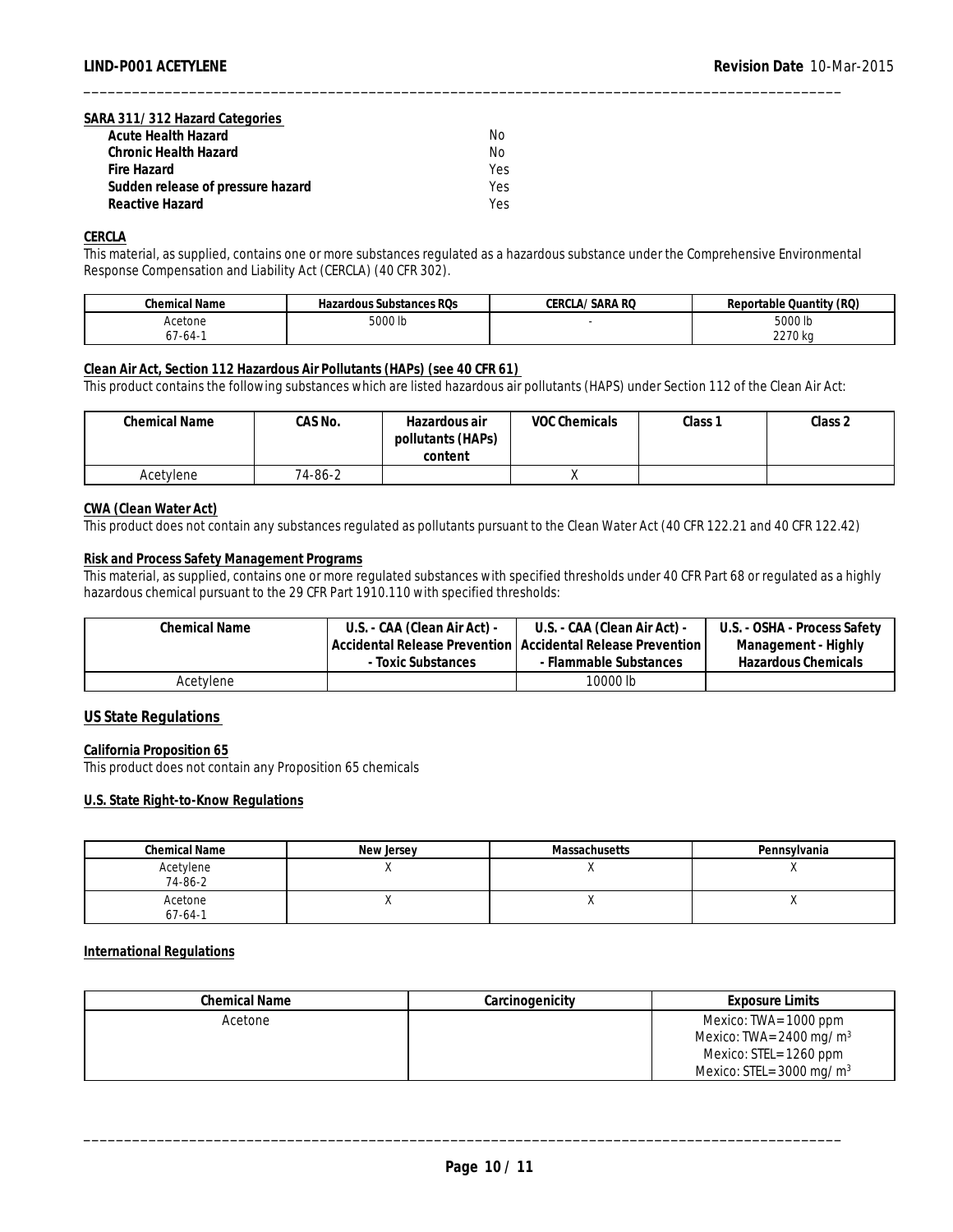**SARA 311/312 Hazard Categories**

| | |
|---|---|
| **Acute Health Hazard** | No |
| **Chronic Health Hazard** | No |
| **Fire Hazard** | Yes |
| **Sudden release of pressure hazard** | Yes |
| **Reactive Hazard** | Yes |

**CERCLA**

This material, as supplied, contains one or more substances regulated as a hazardous substance under the Comprehensive Environmental Response Compensation and Liability Act (CERCLA) (40 CFR 302).

| Chemical Name | Hazardous Substances RQs | CERCLA/SARA RQ | Reportable Quantity (RQ) |
|---|---|---|---|
| Acetone 67-64-1 | 5000 lb | - | 5000 lb 2270 kg |

**Clean Air Act, Section 112 Hazardous Air Pollutants (HAPs) (see 40 CFR 61)**

This product contains the following substances which are listed hazardous air pollutants (HAPS) under Section 112 of the Clean Air Act:

| Chemical Name | CAS No. | Hazardous air pollutants (HAPs) content | VOC Chemicals | Class 1 | Class 2 |
|---|---|---|---|---|---|
| Acetylene | 74-86-2 | | X | | |

**CWA (Clean Water Act)**

This product does not contain any substances regulated as pollutants pursuant to the Clean Water Act (40 CFR 122.21 and 40 CFR 122.42)

**Risk and Process Safety Management Programs**

This material, as supplied, contains one or more regulated substances with specified thresholds under 40 CFR Part 68 or regulated as a highly hazardous chemical pursuant to the 29 CFR Part 1910.110 with specified thresholds:

| Chemical Name | U.S. - CAA (Clean Air Act) - Accidental Release Prevention - Toxic Substances | U.S. - CAA (Clean Air Act) - Accidental Release Prevention - Flammable Substances | U.S. - OSHA - Process Safety Management - Highly Hazardous Chemicals |
|---|---|---|---|
| Acetylene | | 10000 lb | |

## US State Regulations

**California Proposition 65**

This product does not contain any Proposition 65 chemicals

**U.S. State Right-to-Know Regulations**

| Chemical Name | New Jersey | Massachusetts | Pennsylvania |
|---|---|---|---|
| Acetylene 74-86-2 | X | X | X |
| Acetone 67-64-1 | X | X | X |

**International Regulations**

| Chemical Name | Carcinogenicity | Exposure Limits |
|---|---|---|
| Acetone | | Mexico: TWA=1000 ppm Mexico: TWA=2400 mg/$m^3$ Mexico: STEL=1260 ppm Mexico: STEL=3000 mg/$m^3$ |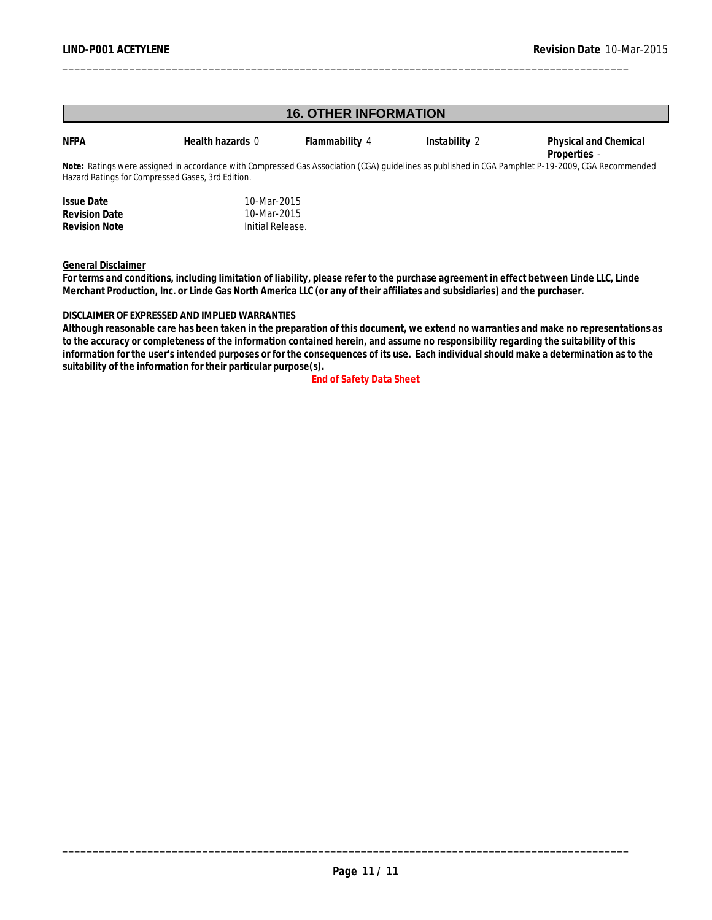## 16. OTHER INFORMATION

| NFPA | Health hazards 0 | Flammability 4 | Instability 2 | Physical and Chemical Properties - |
|---|---|---|---|---|

**Note:** Ratings were assigned in accordance with Compressed Gas Association (CGA) guidelines as published in CGA Pamphlet P-19-2009, CGA Recommended Hazard Ratings for Compressed Gases, 3rd Edition.

| | |
|---|---|
| **Issue Date** | 10-Mar-2015 |
| **Revision Date** | 10-Mar-2015 |
| **Revision Note** | Initial Release. |

**General Disclaimer**

**For terms and conditions, including limitation of liability, please refer to the purchase agreement in effect between Linde LLC, Linde Merchant Production, Inc. or Linde Gas North America LLC (or any of their affiliates and subsidiaries) and the purchaser.**

**DISCLAIMER OF EXPRESSED AND IMPLIED WARRANTIES**

**Although reasonable care has been taken in the preparation of this document, we extend no warranties and make no representations as to the accuracy or completeness of the information contained herein, and assume no responsibility regarding the suitability of this information for the user's intended purposes or for the consequences of its use. Each individual should make a determination as to the suitability of the information for their particular purpose(s).**

**End of Safety Data Sheet**